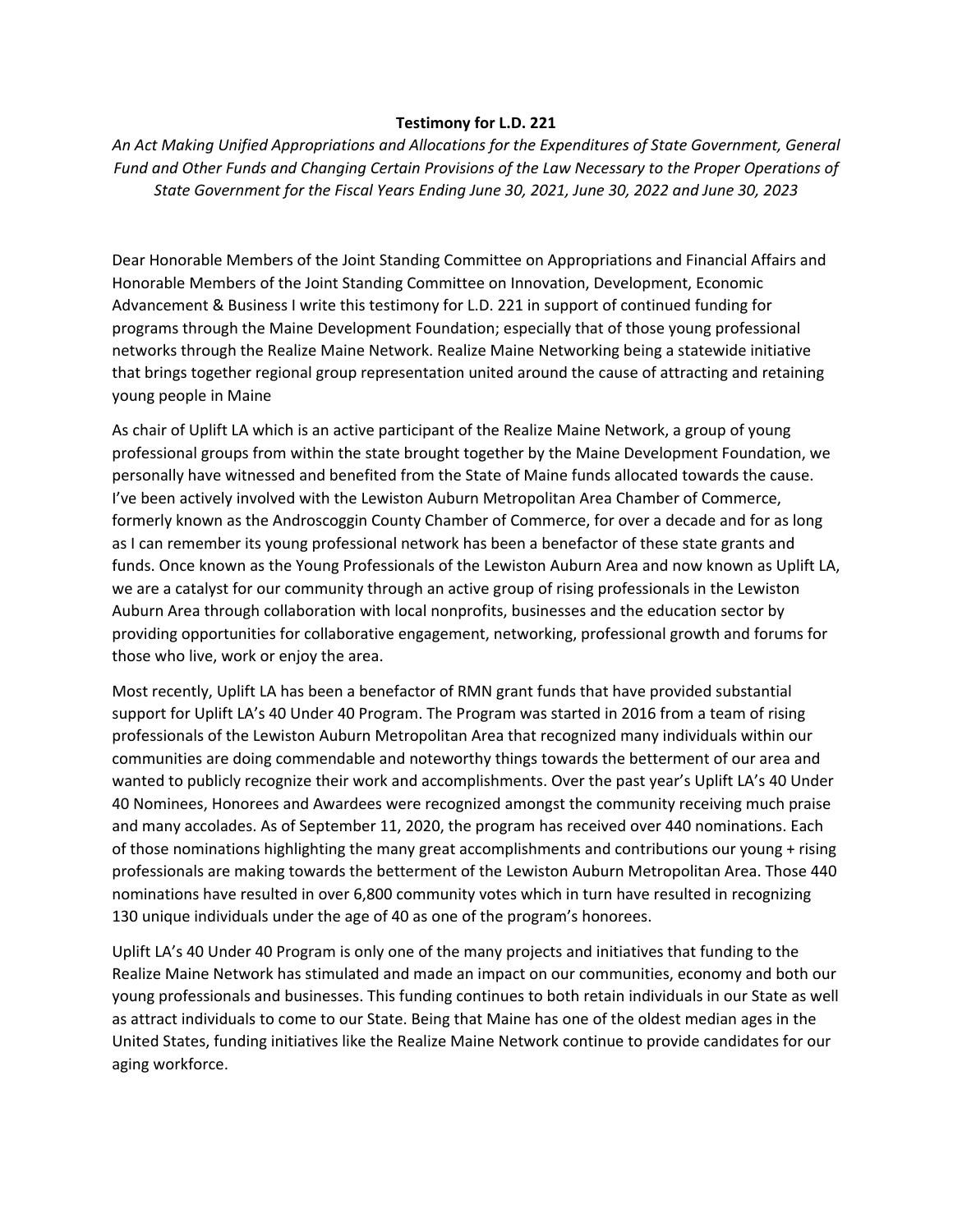**Testimony for L.D. 221**

*An Act Making Unified Appropriations and Allocations for the Expenditures of State Government, General Fund and Other Funds and Changing Certain Provisions of the Law Necessary to the Proper Operations of State Government for the Fiscal Years Ending June 30, 2021, June 30, 2022 and June 30, 2023*

Dear Honorable Members of the Joint Standing Committee on Appropriations and Financial Affairs and Honorable Members of the Joint Standing Committee on Innovation, Development, Economic Advancement & Business I write this testimony for L.D. 221 in support of continued funding for programs through the Maine Development Foundation; especially that of those young professional networks through the Realize Maine Network. Realize Maine Networking being a statewide initiative that brings together regional group representation united around the cause of attracting and retaining young people in Maine

As chair of Uplift LA which is an active participant of the Realize Maine Network, a group of young professional groups from within the state brought together by the Maine Development Foundation, we personally have witnessed and benefited from the State of Maine funds allocated towards the cause. I've been actively involved with the Lewiston Auburn Metropolitan Area Chamber of Commerce, formerly known as the Androscoggin County Chamber of Commerce, for over a decade and for as long as I can remember its young professional network has been a benefactor of these state grants and funds. Once known as the Young Professionals of the Lewiston Auburn Area and now known as Uplift LA, we are a catalyst for our community through an active group of rising professionals in the Lewiston Auburn Area through collaboration with local nonprofits, businesses and the education sector by providing opportunities for collaborative engagement, networking, professional growth and forums for those who live, work or enjoy the area.

Most recently, Uplift LA has been a benefactor of RMN grant funds that have provided substantial support for Uplift LA's 40 Under 40 Program. The Program was started in 2016 from a team of rising professionals of the Lewiston Auburn Metropolitan Area that recognized many individuals within our communities are doing commendable and noteworthy things towards the betterment of our area and wanted to publicly recognize their work and accomplishments. Over the past year's Uplift LA's 40 Under 40 Nominees, Honorees and Awardees were recognized amongst the community receiving much praise and many accolades. As of September 11, 2020, the program has received over 440 nominations. Each of those nominations highlighting the many great accomplishments and contributions our young + rising professionals are making towards the betterment of the Lewiston Auburn Metropolitan Area. Those 440 nominations have resulted in over 6,800 community votes which in turn have resulted in recognizing 130 unique individuals under the age of 40 as one of the program's honorees.

Uplift LA's 40 Under 40 Program is only one of the many projects and initiatives that funding to the Realize Maine Network has stimulated and made an impact on our communities, economy and both our young professionals and businesses. This funding continues to both retain individuals in our State as well as attract individuals to come to our State. Being that Maine has one of the oldest median ages in the United States, funding initiatives like the Realize Maine Network continue to provide candidates for our aging workforce.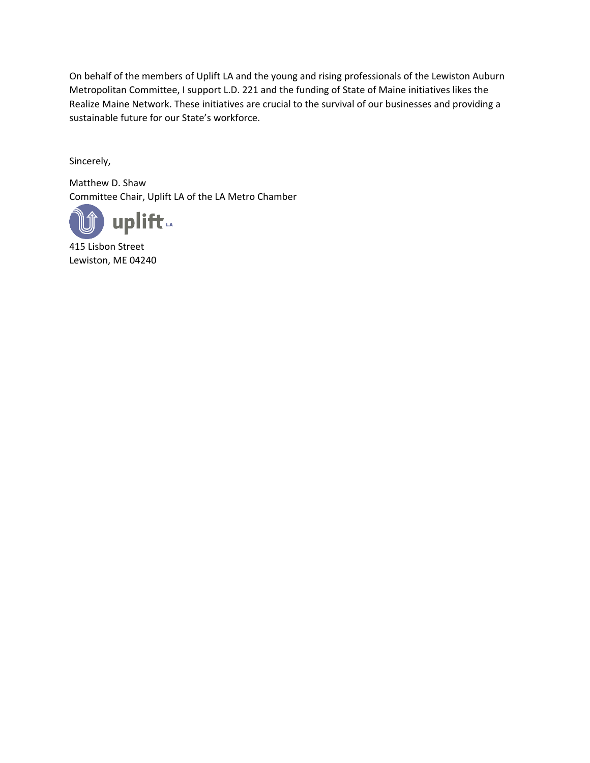On behalf of the members of Uplift LA and the young and rising professionals of the Lewiston Auburn Metropolitan Committee, I support L.D. 221 and the funding of State of Maine initiatives likes the Realize Maine Network. These initiatives are crucial to the survival of our businesses and providing a sustainable future for our State's workforce.

Sincerely,

Matthew D. Shaw
Committee Chair, Uplift LA of the LA Metro Chamber

uplift LA

415 Lisbon Street
Lewiston, ME 04240